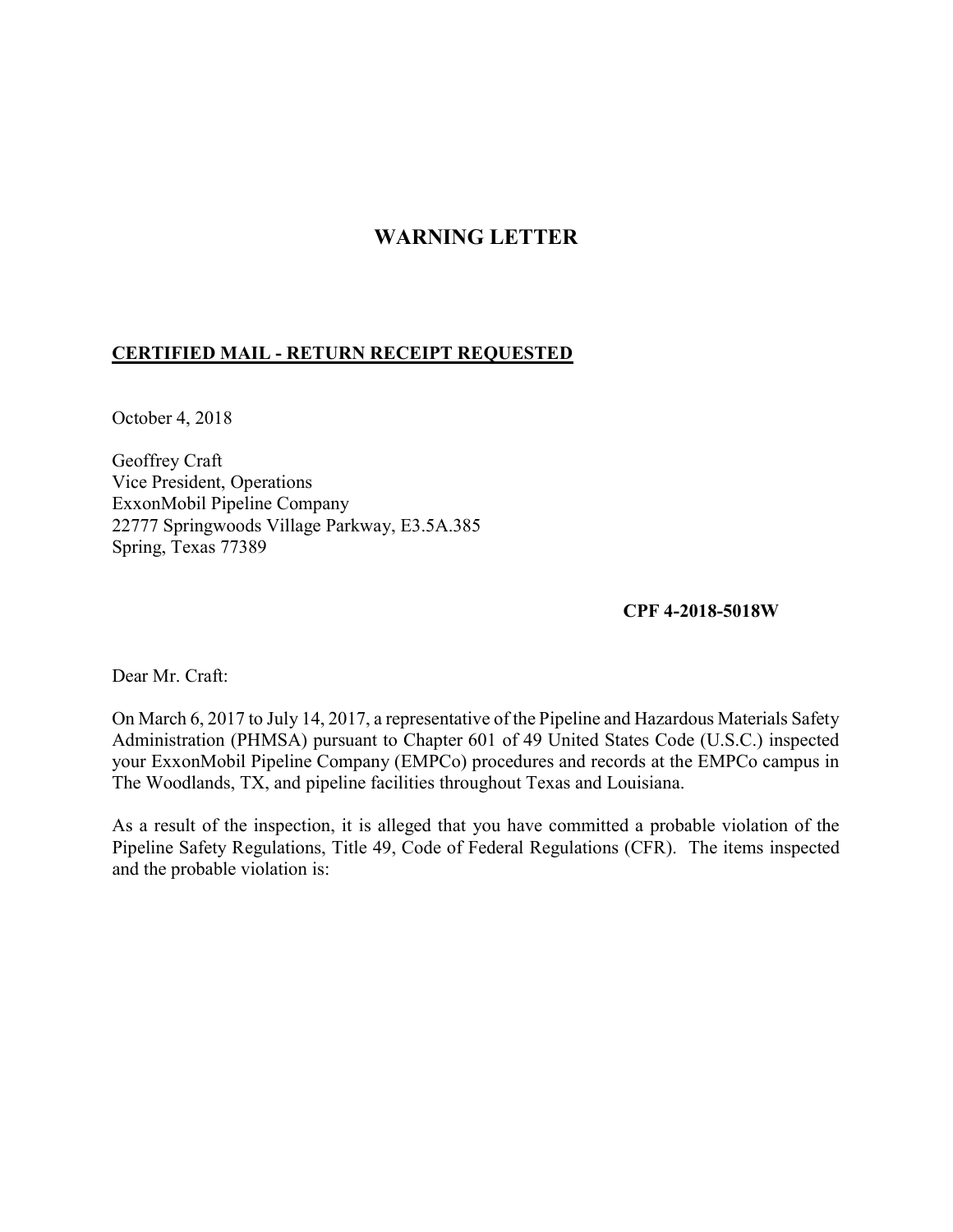# WARNING LETTER

**CERTIFIED MAIL - RETURN RECEIPT REQUESTED**

October 4, 2018

Geoffrey Craft
Vice President, Operations
ExxonMobil Pipeline Company
22777 Springwoods Village Parkway, E3.5A.385
Spring, Texas 77389

**CPF 4-2018-5018W**

Dear Mr. Craft:

On March 6, 2017 to July 14, 2017, a representative of the Pipeline and Hazardous Materials Safety Administration (PHMSA) pursuant to Chapter 601 of 49 United States Code (U.S.C.) inspected your ExxonMobil Pipeline Company (EMPCo) procedures and records at the EMPCo campus in The Woodlands, TX, and pipeline facilities throughout Texas and Louisiana.

As a result of the inspection, it is alleged that you have committed a probable violation of the Pipeline Safety Regulations, Title 49, Code of Federal Regulations (CFR). The items inspected and the probable violation is: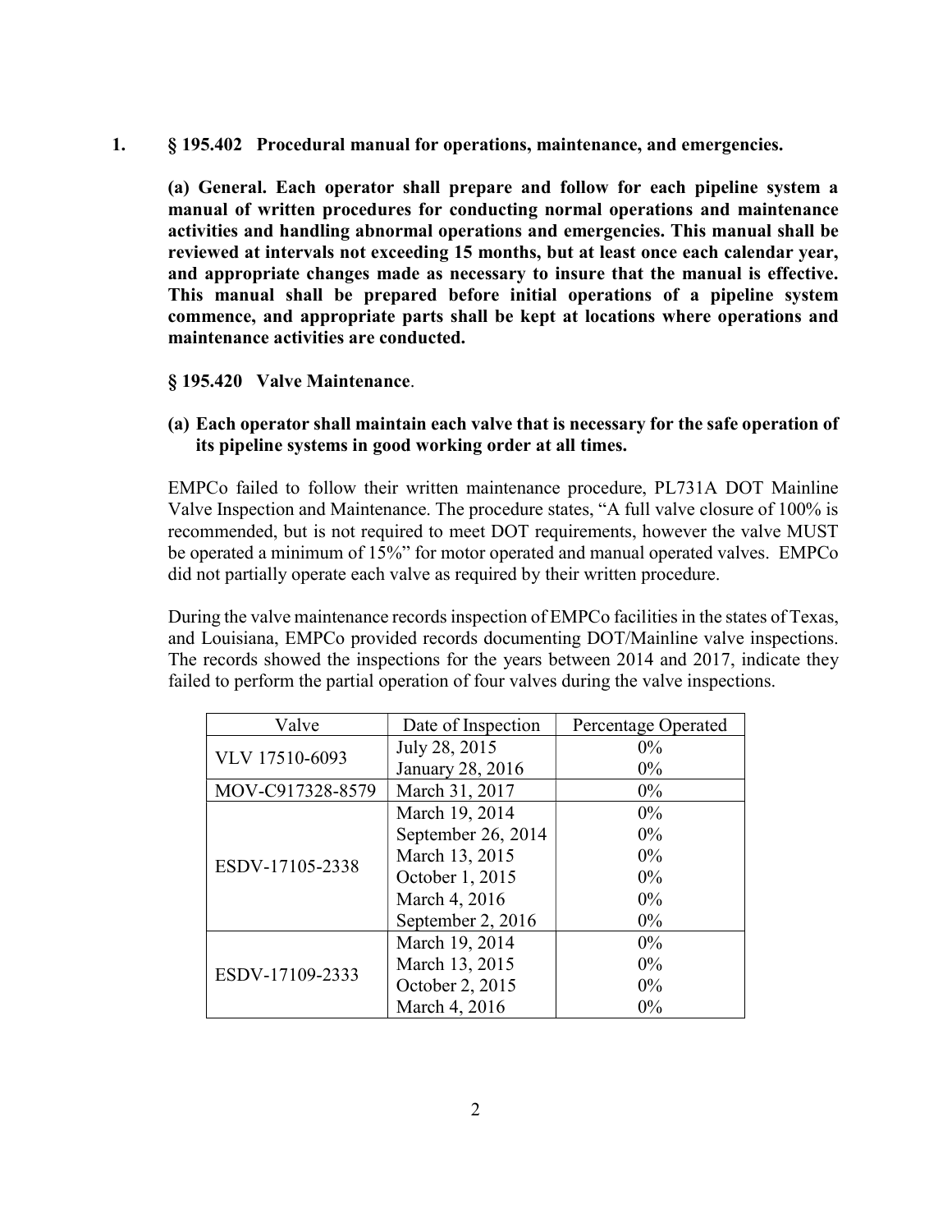**1. § 195.402 Procedural manual for operations, maintenance, and emergencies.**

**(a) General. Each operator shall prepare and follow for each pipeline system a manual of written procedures for conducting normal operations and maintenance activities and handling abnormal operations and emergencies. This manual shall be reviewed at intervals not exceeding 15 months, but at least once each calendar year, and appropriate changes made as necessary to insure that the manual is effective. This manual shall be prepared before initial operations of a pipeline system commence, and appropriate parts shall be kept at locations where operations and maintenance activities are conducted.**

**§ 195.420 Valve Maintenance**.

**(a) Each operator shall maintain each valve that is necessary for the safe operation of its pipeline systems in good working order at all times.**

EMPCo failed to follow their written maintenance procedure, PL731A DOT Mainline Valve Inspection and Maintenance. The procedure states, "A full valve closure of 100% is recommended, but is not required to meet DOT requirements, however the valve MUST be operated a minimum of 15%" for motor operated and manual operated valves. EMPCo did not partially operate each valve as required by their written procedure.

During the valve maintenance records inspection of EMPCo facilities in the states of Texas, and Louisiana, EMPCo provided records documenting DOT/Mainline valve inspections. The records showed the inspections for the years between 2014 and 2017, indicate they failed to perform the partial operation of four valves during the valve inspections.

| Valve | Date of Inspection | Percentage Operated |
|---|---|---|
| VLV 17510-6093 | July 28, 2015 | 0% |
| | January 28, 2016 | 0% |
| MOV-C917328-8579 | March 31, 2017 | 0% |
| ESDV-17105-2338 | March 19, 2014 | 0% |
| | September 26, 2014 | 0% |
| | March 13, 2015 | 0% |
| | October 1, 2015 | 0% |
| | March 4, 2016 | 0% |
| | September 2, 2016 | 0% |
| ESDV-17109-2333 | March 19, 2014 | 0% |
| | March 13, 2015 | 0% |
| | October 2, 2015 | 0% |
| | March 4, 2016 | 0% |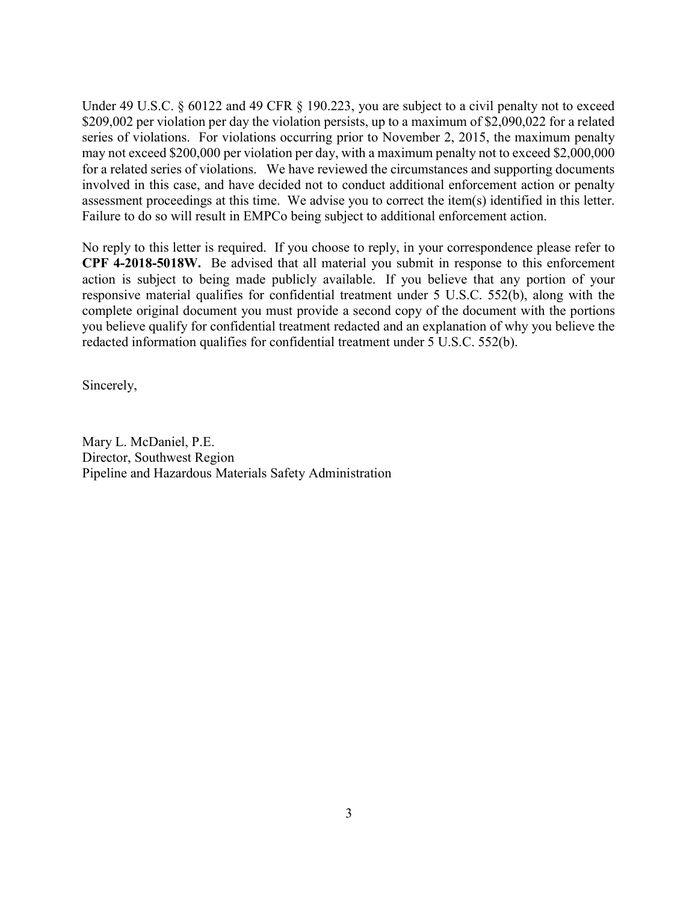Under 49 U.S.C. § 60122 and 49 CFR § 190.223, you are subject to a civil penalty not to exceed $209,002 per violation per day the violation persists, up to a maximum of $2,090,022 for a related series of violations. For violations occurring prior to November 2, 2015, the maximum penalty may not exceed $200,000 per violation per day, with a maximum penalty not to exceed $2,000,000 for a related series of violations. We have reviewed the circumstances and supporting documents involved in this case, and have decided not to conduct additional enforcement action or penalty assessment proceedings at this time. We advise you to correct the item(s) identified in this letter. Failure to do so will result in EMPCo being subject to additional enforcement action.

No reply to this letter is required. If you choose to reply, in your correspondence please refer to **CPF 4-2018-5018W.** Be advised that all material you submit in response to this enforcement action is subject to being made publicly available. If you believe that any portion of your responsive material qualifies for confidential treatment under 5 U.S.C. 552(b), along with the complete original document you must provide a second copy of the document with the portions you believe qualify for confidential treatment redacted and an explanation of why you believe the redacted information qualifies for confidential treatment under 5 U.S.C. 552(b).

Sincerely,

Mary L. McDaniel, P.E.
Director, Southwest Region
Pipeline and Hazardous Materials Safety Administration